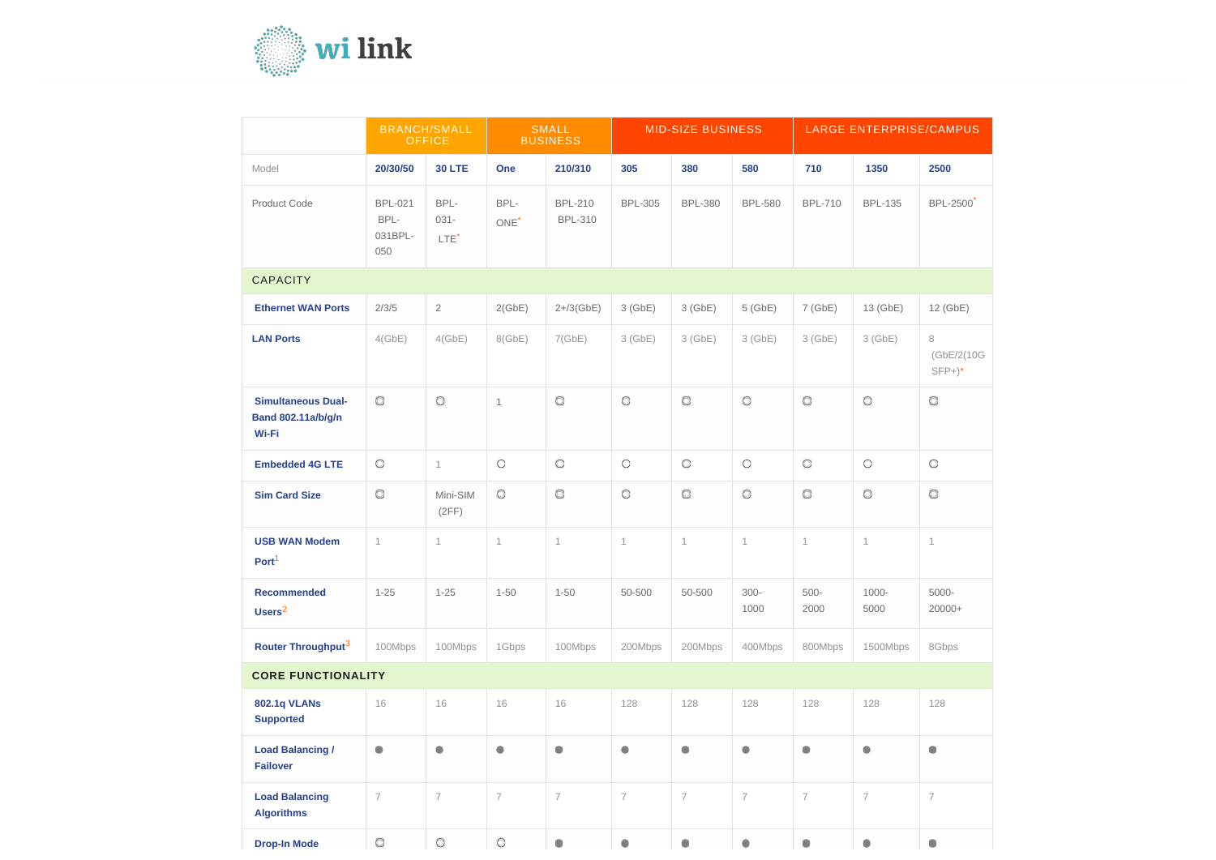# wi link

| | BRANCH/SMALL OFFICE | | SMALL BUSINESS | | MID-SIZE BUSINESS | | | LARGE ENTERPRISE/CAMPUS | | |
|---|---|---|---|---|---|---|---|---|---|---|
| Model | **20/30/50** | **30 LTE** | **One** | **210/310** | **305** | **380** | **580** | **710** | **1350** | **2500** |
| Product Code | BPL-021 BPL-031BPL-050 | BPL-031-LTE* | BPL-ONE* | BPL-210 BPL-310 | BPL-305 | BPL-380 | BPL-580 | BPL-710 | BPL-135 | BPL-2500* |
| **CAPACITY** | | | | | | | | | | |
| **Ethernet WAN Ports** | 2/3/5 | 2 | 2(GbE) | 2+/3(GbE) | 3 (GbE) | 3 (GbE) | 5 (GbE) | 7 (GbE) | 13 (GbE) | 12 (GbE) |
| **LAN Ports** | 4(GbE) | 4(GbE) | 8(GbE) | 7(GbE) | 3 (GbE) | 3 (GbE) | 3 (GbE) | 3 (GbE) | 3 (GbE) | 8 (GbE/2(10G SFP+)* |
| **Simultaneous Dual-Band 802.11a/b/g/n Wi-Fi** | ○ | ○ | 1 | ○ | ○ | ○ | ○ | ○ | ○ | ○ |
| **Embedded 4G LTE** | ○ | 1 | ○ | ○ | ○ | ○ | ○ | ○ | ○ | ○ |
| **Sim Card Size** | ○ | Mini-SIM (2FF) | ○ | ○ | ○ | ○ | ○ | ○ | ○ | ○ |
| **USB WAN Modem Port**[1] | 1 | 1 | 1 | 1 | 1 | 1 | 1 | 1 | 1 | 1 |
| **Recommended Users**[2] | 1-25 | 1-25 | 1-50 | 1-50 | 50-500 | 50-500 | 300-1000 | 500-2000 | 1000-5000 | 5000-20000+ |
| **Router Throughput**[3] | 100Mbps | 100Mbps | 1Gbps | 100Mbps | 200Mbps | 200Mbps | 400Mbps | 800Mbps | 1500Mbps | 8Gbps |
| **CORE FUNCTIONALITY** | | | | | | | | | | |
| **802.1q VLANs Supported** | 16 | 16 | 16 | 16 | 128 | 128 | 128 | 128 | 128 | 128 |
| **Load Balancing / Failover** | ● | ● | ● | ● | ● | ● | ● | ● | ● | ● |
| **Load Balancing Algorithms** | 7 | 7 | 7 | 7 | 7 | 7 | 7 | 7 | 7 | 7 |
| **Drop-In Mode** | ○ | ○ | ○ | ● | ● | ● | ● | ● | ● | ● |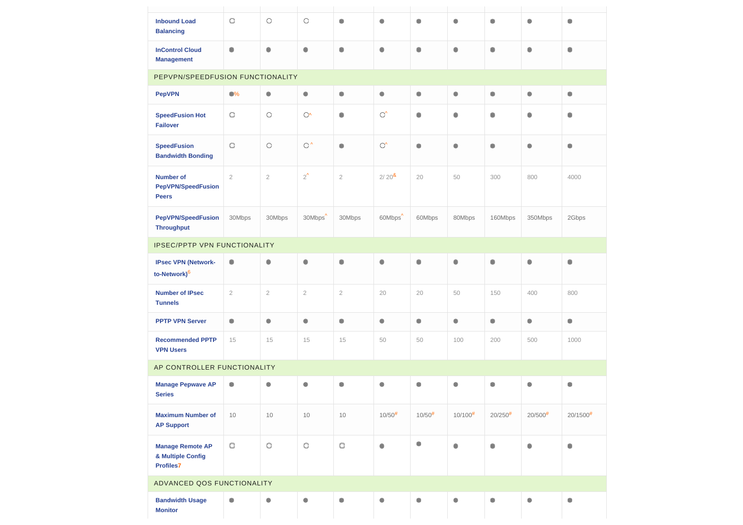| | | | | | | | | | | |
|---|---|---|---|---|---|---|---|---|---|---|
| **Inbound Load Balancing** | ◌ | ○ | ○ | ● | ● | ● | ● | ● | ● | ● |
| **InControl Cloud Management** | ● | ● | ● | ● | ● | ● | ● | ● | ● | ● |
| PEPVPN/SPEEDFUSION FUNCTIONALITY | | | | | | | | | | |
| **PepVPN** | ●% | ● | ● | ● | ● | ● | ● | ● | ● | ● |
| **SpeedFusion Hot Failover** | ◌ | ○ | ○^ | ● | ○^ | ● | ● | ● | ● | ● |
| **SpeedFusion Bandwidth Bonding** | ◌ | ○ | ○^ | ● | ○^ | ● | ● | ● | ● | ● |
| **Number of PepVPN/SpeedFusion Peers** | 2 | 2 | 2^ | 2 | 2/ 20& | 20 | 50 | 300 | 800 | 4000 |
| **PepVPN/SpeedFusion Throughput** | 30Mbps | 30Mbps | 30Mbps^ | 30Mbps | 60Mbps^ | 60Mbps | 80Mbps | 160Mbps | 350Mbps | 2Gbps |
| IPSEC/PPTP VPN FUNCTIONALITY | | | | | | | | | | |
| **IPsec VPN (Network-to-Network)**[6] | ● | ● | ● | ● | ● | ● | ● | ● | ● | ● |
| **Number of IPsec Tunnels** | 2 | 2 | 2 | 2 | 20 | 20 | 50 | 150 | 400 | 800 |
| **PPTP VPN Server** | ● | ● | ● | ● | ● | ● | ● | ● | ● | ● |
| **Recommended PPTP VPN Users** | 15 | 15 | 15 | 15 | 50 | 50 | 100 | 200 | 500 | 1000 |
| AP CONTROLLER FUNCTIONALITY | | | | | | | | | | |
| **Manage Pepwave AP Series** | ● | ● | ● | ● | ● | ● | ● | ● | ● | ● |
| **Maximum Number of AP Support** | 10 | 10 | 10 | 10 | 10/50# | 10/50# | 10/100# | 20/250# | 20/500# | 20/1500# |
| **Manage Remote AP & Multiple Config Profiles**[7] | ◌ | ◌ | ◌ | ◌ | ● | ● | ● | ● | ● | ● |
| ADVANCED QOS FUNCTIONALITY | | | | | | | | | | |
| **Bandwidth Usage Monitor** | ● | ● | ● | ● | ● | ● | ● | ● | ● | ● |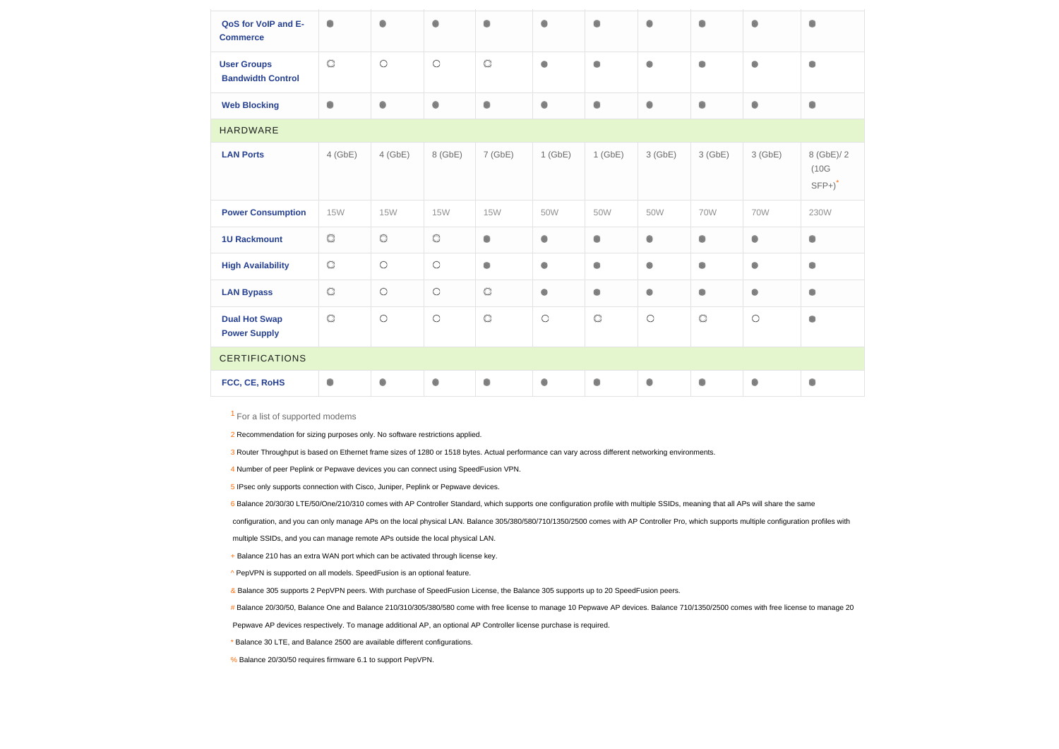| | | | | | | | | | | |
|---|---|---|---|---|---|---|---|---|---|---|
| **QoS for VoIP and E-Commerce** | ● | ● | ● | ● | ● | ● | ● | ● | ● | ● |
| **User Groups Bandwidth Control** | ○ | ○ | ○ | ○ | ● | ● | ● | ● | ● | ● |
| **Web Blocking** | ● | ● | ● | ● | ● | ● | ● | ● | ● | ● |
| HARDWARE | | | | | | | | | | |
| **LAN Ports** | 4 (GbE) | 4 (GbE) | 8 (GbE) | 7 (GbE) | 1 (GbE) | 1 (GbE) | 3 (GbE) | 3 (GbE) | 3 (GbE) | 8 (GbE)/ 2 (10G SFP+)* |
| **Power Consumption** | 15W | 15W | 15W | 15W | 50W | 50W | 50W | 70W | 70W | 230W |
| **1U Rackmount** | ○ | ○ | ○ | ● | ● | ● | ● | ● | ● | ● |
| **High Availability** | ○ | ○ | ○ | ● | ● | ● | ● | ● | ● | ● |
| **LAN Bypass** | ○ | ○ | ○ | ○ | ● | ● | ● | ● | ● | ● |
| **Dual Hot Swap Power Supply** | ○ | ○ | ○ | ○ | ○ | ○ | ○ | ○ | ○ | ● |
| CERTIFICATIONS | | | | | | | | | | |
| **FCC, CE, RoHS** | ● | ● | ● | ● | ● | ● | ● | ● | ● | ● |

1 For a list of supported modems

2 Recommendation for sizing purposes only. No software restrictions applied.

3 Router Throughput is based on Ethernet frame sizes of 1280 or 1518 bytes. Actual performance can vary across different networking environments.

4 Number of peer Peplink or Pepwave devices you can connect using SpeedFusion VPN.

5 IPsec only supports connection with Cisco, Juniper, Peplink or Pepwave devices.

6 Balance 20/30/30 LTE/50/One/210/310 comes with AP Controller Standard, which supports one configuration profile with multiple SSIDs, meaning that all APs will share the same configuration, and you can only manage APs on the local physical LAN. Balance 305/380/580/710/1350/2500 comes with AP Controller Pro, which supports multiple configuration profiles with multiple SSIDs, and you can manage remote APs outside the local physical LAN.

+ Balance 210 has an extra WAN port which can be activated through license key.

^ PepVPN is supported on all models. SpeedFusion is an optional feature.

& Balance 305 supports 2 PepVPN peers. With purchase of SpeedFusion License, the Balance 305 supports up to 20 SpeedFusion peers.

# Balance 20/30/50, Balance One and Balance 210/310/305/380/580 come with free license to manage 10 Pepwave AP devices. Balance 710/1350/2500 comes with free license to manage 20 Pepwave AP devices respectively. To manage additional AP, an optional AP Controller license purchase is required.

* Balance 30 LTE, and Balance 2500 are available different configurations.

% Balance 20/30/50 requires firmware 6.1 to support PepVPN.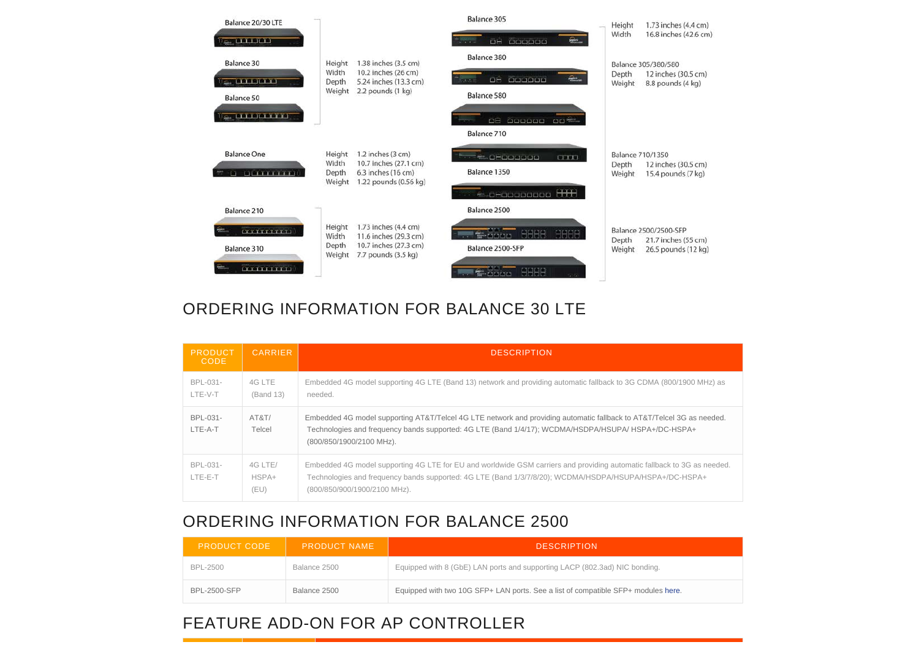Balance 20/30 LTE

Balance 30

Balance 50

Height 1.38 inches (3.5 cm)
Width 10.2 inches (26 cm)
Depth 5.24 inches (13.3 cm)
Weight 2.2 pounds (1 kg)

Balance One

Height 1.2 inches (3 cm)
Width 10.7 inches (27.1 cm)
Depth 6.3 inches (16 cm)
Weight 1.22 pounds (0.56 kg)

Balance 210

Balance 310

Height 1.73 inches (4.4 cm)
Width 11.6 inches (29.3 cm)
Depth 10.7 inches (27.3 cm)
Weight 7.7 pounds (3.5 kg)

Balance 305

Balance 380

Balance 580

Balance 710

Balance 1350

Balance 2500

Balance 2500-SFP

Height 1.73 inches (4.4 cm)
Width 16.8 inches (42.6 cm)

Balance 305/380/580
Depth 12 inches (30.5 cm)
Weight 8.8 pounds (4 kg)

Balance 710/1350
Depth 12 inches (30.5 cm)
Weight 15.4 pounds (7 kg)

Balance 2500/2500-SFP
Depth 21.7 inches (55 cm)
Weight 26.5 pounds (12 kg)

## ORDERING INFORMATION FOR BALANCE 30 LTE

| PRODUCT CODE | CARRIER | DESCRIPTION |
|---|---|---|
| BPL-031-LTE-V-T | 4G LTE (Band 13) | Embedded 4G model supporting 4G LTE (Band 13) network and providing automatic fallback to 3G CDMA (800/1900 MHz) as needed. |
| BPL-031-LTE-A-T | AT&T/ Telcel | Embedded 4G model supporting AT&T/Telcel 4G LTE network and providing automatic fallback to AT&T/Telcel 3G as needed. Technologies and frequency bands supported: 4G LTE (Band 1/4/17); WCDMA/HSDPA/HSUPA/ HSPA+/DC-HSPA+ (800/850/1900/2100 MHz). |
| BPL-031-LTE-E-T | 4G LTE/ HSPA+ (EU) | Embedded 4G model supporting 4G LTE for EU and worldwide GSM carriers and providing automatic fallback to 3G as needed. Technologies and frequency bands supported: 4G LTE (Band 1/3/7/8/20); WCDMA/HSDPA/HSUPA/HSPA+/DC-HSPA+ (800/850/900/1900/2100 MHz). |

## ORDERING INFORMATION FOR BALANCE 2500

| PRODUCT CODE | PRODUCT NAME | DESCRIPTION |
|---|---|---|
| BPL-2500 | Balance 2500 | Equipped with 8 (GbE) LAN ports and supporting LACP (802.3ad) NIC bonding. |
| BPL-2500-SFP | Balance 2500 | Equipped with two 10G SFP+ LAN ports. See a list of compatible SFP+ modules here. |

## FEATURE ADD-ON FOR AP CONTROLLER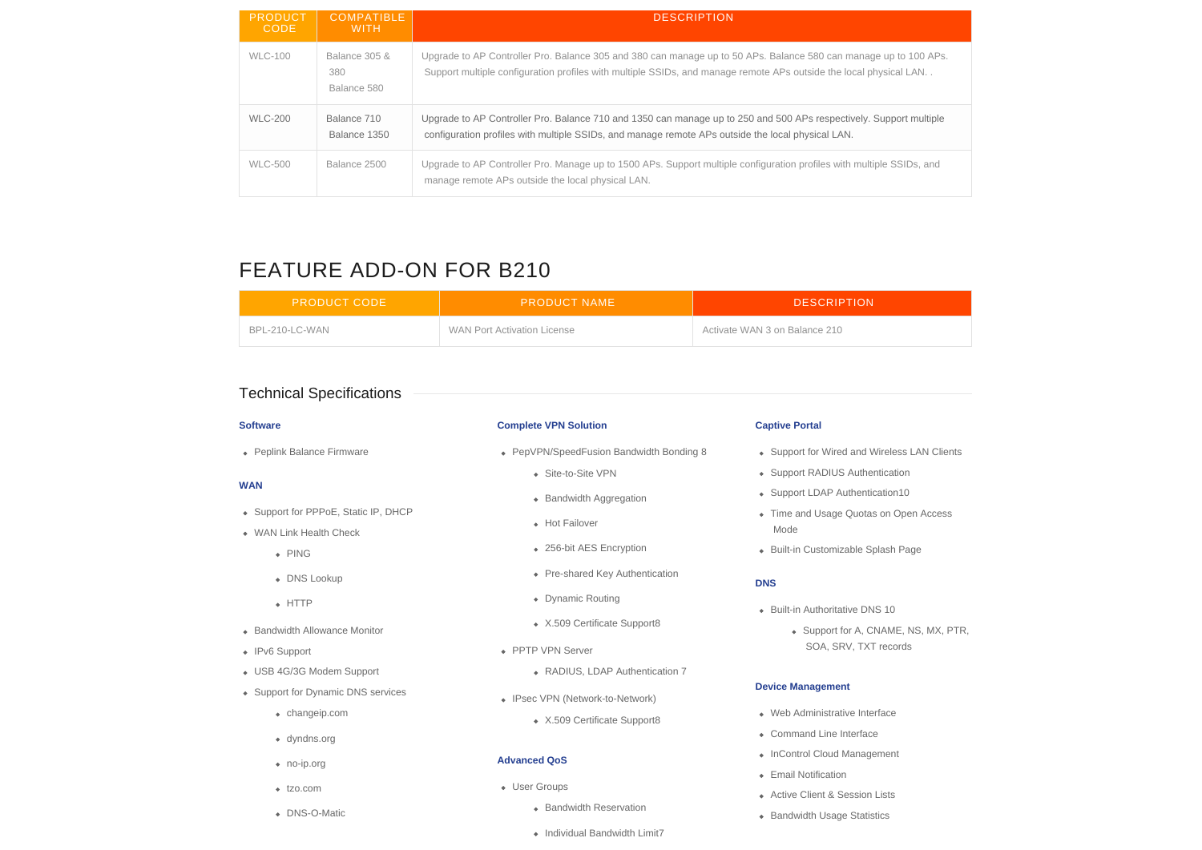| PRODUCT CODE | COMPATIBLE WITH | DESCRIPTION |
| --- | --- | --- |
| WLC-100 | Balance 305 & 380<br>Balance 580 | Upgrade to AP Controller Pro. Balance 305 and 380 can manage up to 50 APs. Balance 580 can manage up to 100 APs. Support multiple configuration profiles with multiple SSIDs, and manage remote APs outside the local physical LAN. . |
| WLC-200 | Balance 710<br>Balance 1350 | Upgrade to AP Controller Pro. Balance 710 and 1350 can manage up to 250 and 500 APs respectively. Support multiple configuration profiles with multiple SSIDs, and manage remote APs outside the local physical LAN. |
| WLC-500 | Balance 2500 | Upgrade to AP Controller Pro. Manage up to 1500 APs. Support multiple configuration profiles with multiple SSIDs, and manage remote APs outside the local physical LAN. |

# FEATURE ADD-ON FOR B210

| PRODUCT CODE | PRODUCT NAME | DESCRIPTION |
| --- | --- | --- |
| BPL-210-LC-WAN | WAN Port Activation License | Activate WAN 3 on Balance 210 |

## Technical Specifications

### Software

- Peplink Balance Firmware

### WAN

- Support for PPPoE, Static IP, DHCP
- WAN Link Health Check
  - PING
  - DNS Lookup
  - HTTP
- Bandwidth Allowance Monitor
- IPv6 Support
- USB 4G/3G Modem Support
- Support for Dynamic DNS services
  - changeip.com
  - dyndns.org
  - no-ip.org
  - tzo.com
  - DNS-O-Matic

### Complete VPN Solution

- PepVPN/SpeedFusion Bandwidth Bonding 8
  - Site-to-Site VPN
  - Bandwidth Aggregation
  - Hot Failover
  - 256-bit AES Encryption
  - Pre-shared Key Authentication
  - Dynamic Routing
  - X.509 Certificate Support8
- PPTP VPN Server
  - RADIUS, LDAP Authentication 7
- IPsec VPN (Network-to-Network)
  - X.509 Certificate Support8

### Advanced QoS

- User Groups
  - Bandwidth Reservation
  - Individual Bandwidth Limit7

### Captive Portal

- Support for Wired and Wireless LAN Clients
- Support RADIUS Authentication
- Support LDAP Authentication10
- Time and Usage Quotas on Open Access Mode
- Built-in Customizable Splash Page

### DNS

- Built-in Authoritative DNS 10
  - Support for A, CNAME, NS, MX, PTR, SOA, SRV, TXT records

### Device Management

- Web Administrative Interface
- Command Line Interface
- InControl Cloud Management
- Email Notification
- Active Client & Session Lists
- Bandwidth Usage Statistics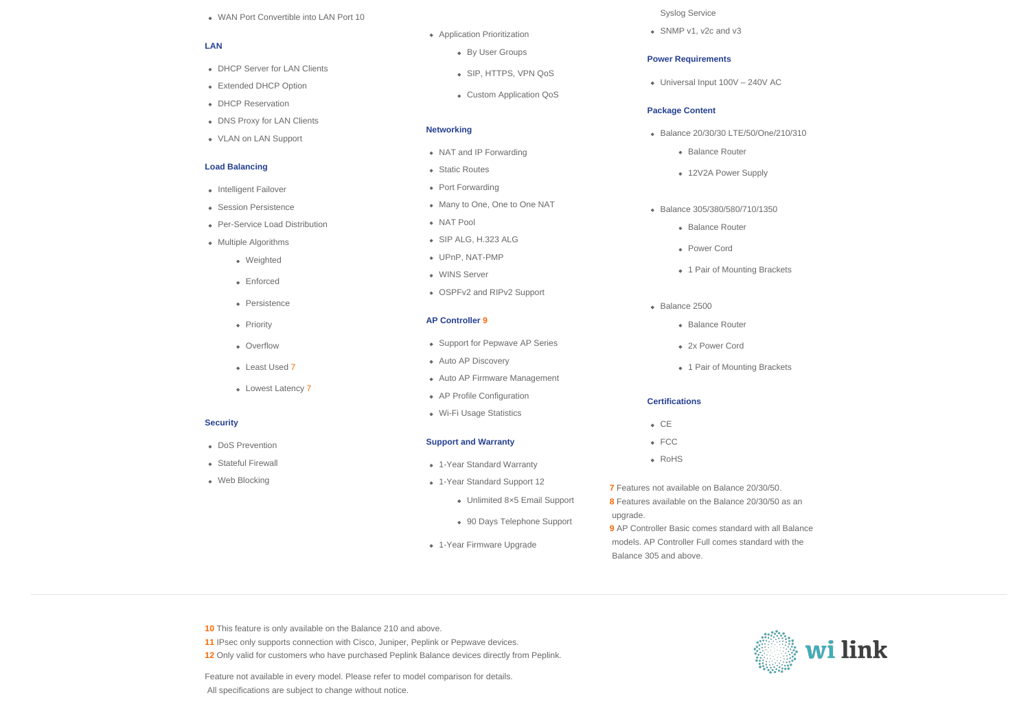- WAN Port Convertible into LAN Port 10

### LAN

- DHCP Server for LAN Clients
- Extended DHCP Option
- DHCP Reservation
- DNS Proxy for LAN Clients
- VLAN on LAN Support

### Load Balancing

- Intelligent Failover
- Session Persistence
- Per-Service Load Distribution
- Multiple Algorithms
  - Weighted
  - Enforced
  - Persistence
  - Priority
  - Overflow
  - Least Used 7
  - Lowest Latency 7

### Security

- DoS Prevention
- Stateful Firewall
- Web Blocking

- Application Prioritization
  - By User Groups
  - SIP, HTTPS, VPN QoS
  - Custom Application QoS

### Networking

- NAT and IP Forwarding
- Static Routes
- Port Forwarding
- Many to One, One to One NAT
- NAT Pool
- SIP ALG, H.323 ALG
- UPnP, NAT-PMP
- WINS Server
- OSPFv2 and RIPv2 Support

### AP Controller 9

- Support for Pepwave AP Series
- Auto AP Discovery
- Auto AP Firmware Management
- AP Profile Configuration
- Wi-Fi Usage Statistics

### Support and Warranty

- 1-Year Standard Warranty
- 1-Year Standard Support 12
  - Unlimited 8×5 Email Support
  - 90 Days Telephone Support
- 1-Year Firmware Upgrade

Syslog Service

- SNMP v1, v2c and v3

### Power Requirements

- Universal Input 100V – 240V AC

### Package Content

- Balance 20/30/30 LTE/50/One/210/310
  - Balance Router
  - 12V2A Power Supply
- Balance 305/380/580/710/1350
  - Balance Router
  - Power Cord
  - 1 Pair of Mounting Brackets
- Balance 2500
  - Balance Router
  - 2x Power Cord
  - 1 Pair of Mounting Brackets

### Certifications

- CE
- FCC
- RoHS

7 Features not available on Balance 20/30/50.
8 Features available on the Balance 20/30/50 as an upgrade.
9 AP Controller Basic comes standard with all Balance models. AP Controller Full comes standard with the Balance 305 and above.

10 This feature is only available on the Balance 210 and above.
11 IPsec only supports connection with Cisco, Juniper, Peplink or Pepwave devices.
12 Only valid for customers who have purchased Peplink Balance devices directly from Peplink.

Feature not available in every model. Please refer to model comparison for details.
All specifications are subject to change without notice.

wi link